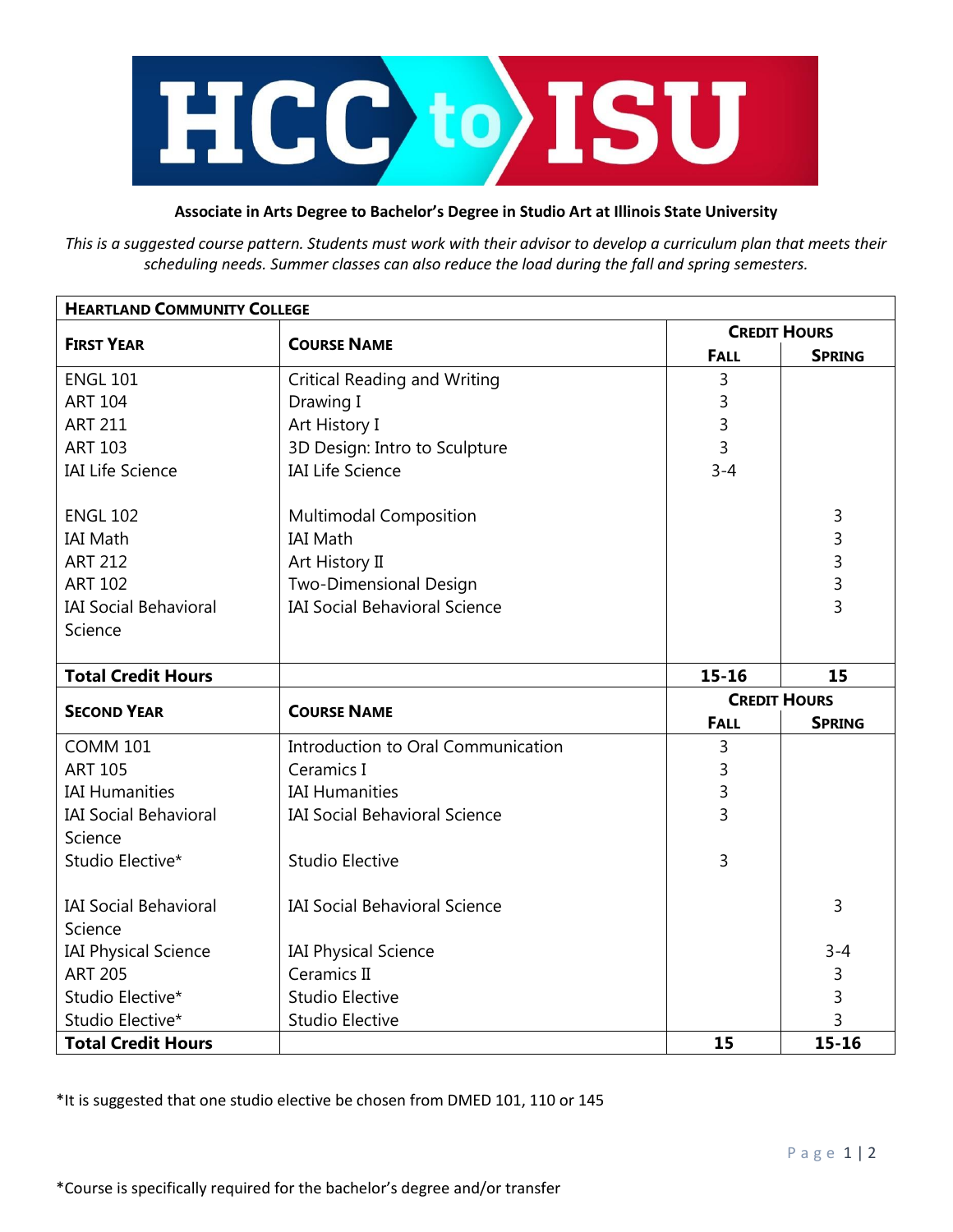HCC to ISU

**Associate in Arts Degree to Bachelor's Degree in Studio Art at Illinois State University**

*This is a suggested course pattern. Students must work with their advisor to develop a curriculum plan that meets their scheduling needs. Summer classes can also reduce the load during the fall and spring semesters.*

| **HEARTLAND COMMUNITY COLLEGE** | | | |
|---|---|---|---|
| **FIRST YEAR** | **COURSE NAME** | **CREDIT HOURS** | |
| | | **FALL** | **SPRING** |
| ENGL 101 | Critical Reading and Writing | 3 | |
| ART 104 | Drawing I | 3 | |
| ART 211 | Art History I | 3 | |
| ART 103 | 3D Design: Intro to Sculpture | 3 | |
| IAI Life Science | IAI Life Science | 3-4 | |
| ENGL 102 | Multimodal Composition | | 3 |
| IAI Math | IAI Math | | 3 |
| ART 212 | Art History II | | 3 |
| ART 102 | Two-Dimensional Design | | 3 |
| IAI Social Behavioral Science | IAI Social Behavioral Science | | 3 |
| **Total Credit Hours** | | **15-16** | **15** |
| **SECOND YEAR** | **COURSE NAME** | **CREDIT HOURS** | |
| | | **FALL** | **SPRING** |
| COMM 101 | Introduction to Oral Communication | 3 | |
| ART 105 | Ceramics I | 3 | |
| IAI Humanities | IAI Humanities | 3 | |
| IAI Social Behavioral Science | IAI Social Behavioral Science | 3 | |
| Studio Elective* | Studio Elective | 3 | |
| IAI Social Behavioral Science | IAI Social Behavioral Science | | 3 |
| IAI Physical Science | IAI Physical Science | | 3-4 |
| ART 205 | Ceramics II | | 3 |
| Studio Elective* | Studio Elective | | 3 |
| Studio Elective* | Studio Elective | | 3 |
| **Total Credit Hours** | | **15** | **15-16** |

*It is suggested that one studio elective be chosen from DMED 101, 110 or 145

*Course is specifically required for the bachelor's degree and/or transfer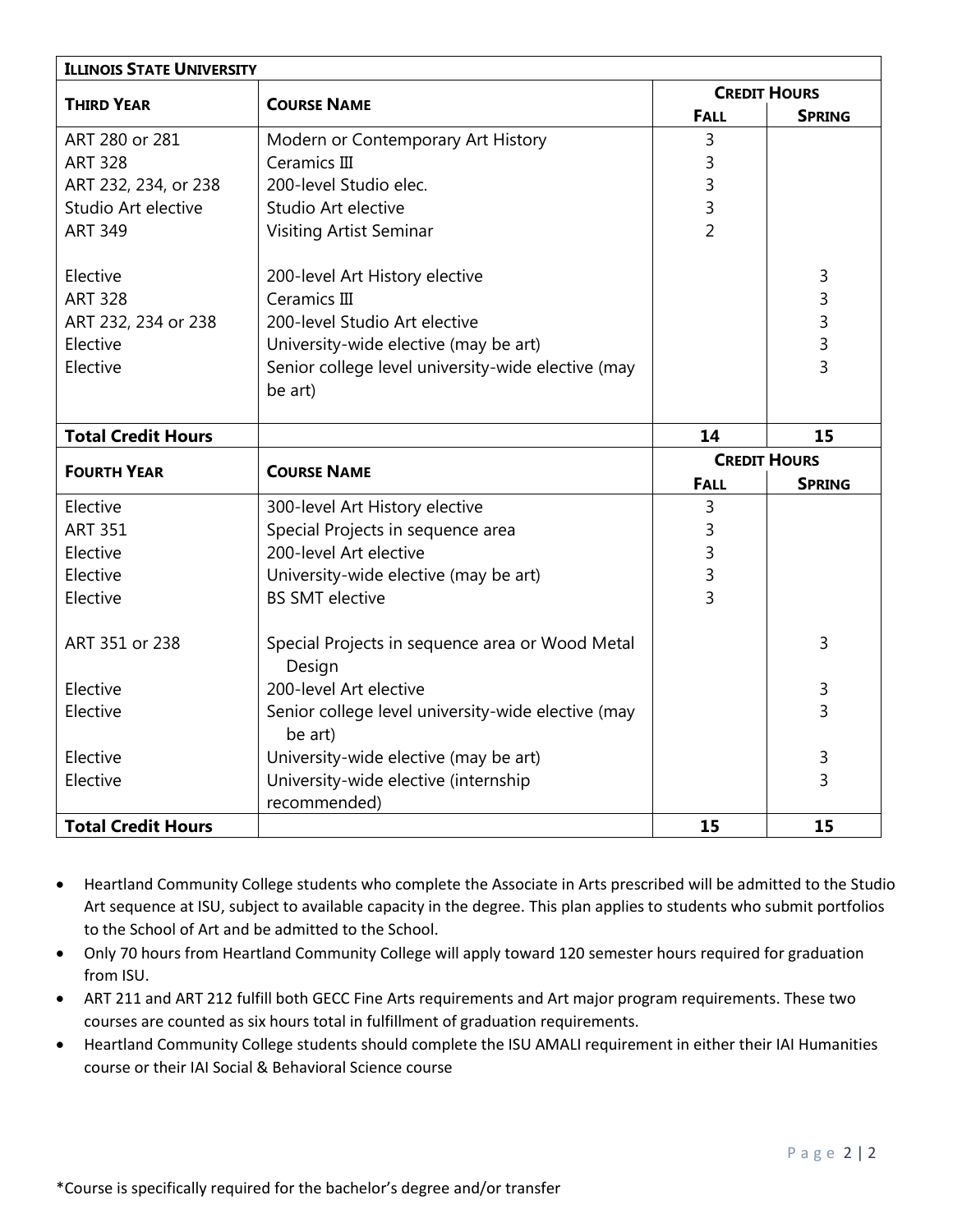| **ILLINOIS STATE UNIVERSITY** | | | |
|---|---|---|---|
| **THIRD YEAR** | **COURSE NAME** | **CREDIT HOURS** | |
| | | **FALL** | **SPRING** |
| ART 280 or 281 | Modern or Contemporary Art History | 3 | |
| ART 328 | Ceramics III | 3 | |
| ART 232, 234, or 238 | 200-level Studio elec. | 3 | |
| Studio Art elective | Studio Art elective | 3 | |
| ART 349 | Visiting Artist Seminar | 2 | |
| Elective | 200-level Art History elective | | 3 |
| ART 328 | Ceramics III | | 3 |
| ART 232, 234 or 238 | 200-level Studio Art elective | | 3 |
| Elective | University-wide elective (may be art) | | 3 |
| Elective | Senior college level university-wide elective (may be art) | | 3 |
| **Total Credit Hours** | | **14** | **15** |
| **FOURTH YEAR** | **COURSE NAME** | **CREDIT HOURS** | |
| | | **FALL** | **SPRING** |
| Elective | 300-level Art History elective | 3 | |
| ART 351 | Special Projects in sequence area | 3 | |
| Elective | 200-level Art elective | 3 | |
| Elective | University-wide elective (may be art) | 3 | |
| Elective | BS SMT elective | 3 | |
| ART 351 or 238 | Special Projects in sequence area or Wood Metal Design | | 3 |
| Elective | 200-level Art elective | | 3 |
| Elective | Senior college level university-wide elective (may be art) | | 3 |
| Elective | University-wide elective (may be art) | | 3 |
| Elective | University-wide elective (internship recommended) | | 3 |
| **Total Credit Hours** | | **15** | **15** |

- Heartland Community College students who complete the Associate in Arts prescribed will be admitted to the Studio Art sequence at ISU, subject to available capacity in the degree. This plan applies to students who submit portfolios to the School of Art and be admitted to the School.
- Only 70 hours from Heartland Community College will apply toward 120 semester hours required for graduation from ISU.
- ART 211 and ART 212 fulfill both GECC Fine Arts requirements and Art major program requirements. These two courses are counted as six hours total in fulfillment of graduation requirements.
- Heartland Community College students should complete the ISU AMALI requirement in either their IAI Humanities course or their IAI Social & Behavioral Science course

*Course is specifically required for the bachelor's degree and/or transfer